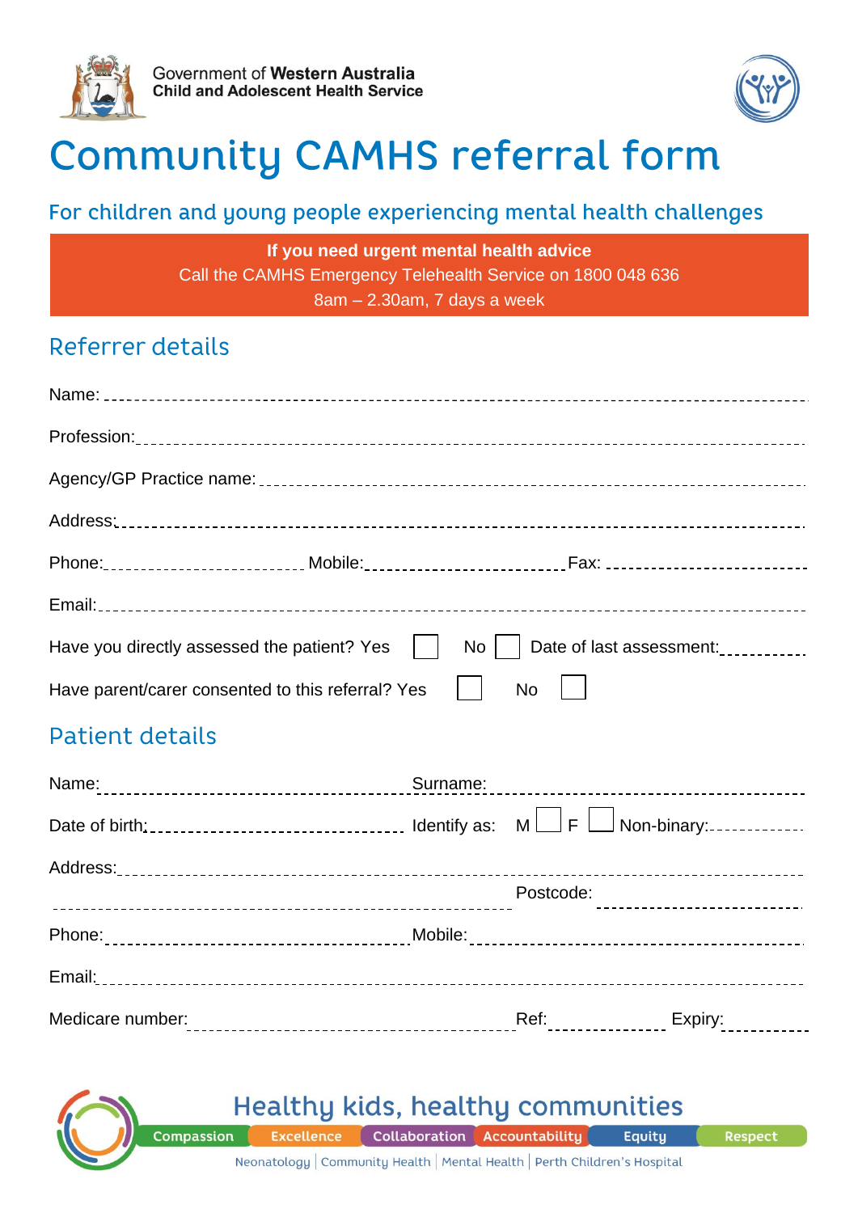Government of **Western Australia**
**Child and Adolescent Health Service**

# Community CAMHS referral form

## For children and young people experiencing mental health challenges

**If you need urgent mental health advice**
Call the CAMHS Emergency Telehealth Service on 1800 048 636
8am – 2.30am, 7 days a week

## Referrer details

Name: ____________________________________________

Profession: ____________________________________________

Agency/GP Practice name: ____________________________________________

Address: ____________________________________________

Phone: ______________ Mobile: ______________ Fax: ______________

Email: ____________________________________________

Have you directly assessed the patient? Yes ☐ No ☐ Date of last assessment: __________

Have parent/carer consented to this referral? Yes ☐ No ☐

## Patient details

Name: ______________________ Surname: ______________________

Date of birth: ______________________ Identify as: M ☐ F ☐ Non-binary: __________

Address: ____________________________________________

____________________________________________ Postcode: ______________

Phone: ______________________ Mobile: ______________________

Email: ____________________________________________

Medicare number: ______________________ Ref: __________ Expiry: __________

Healthy kids, healthy communities

Compassion | Excellence | Collaboration | Accountability | Equity | Respect

Neonatology | Community Health | Mental Health | Perth Children's Hospital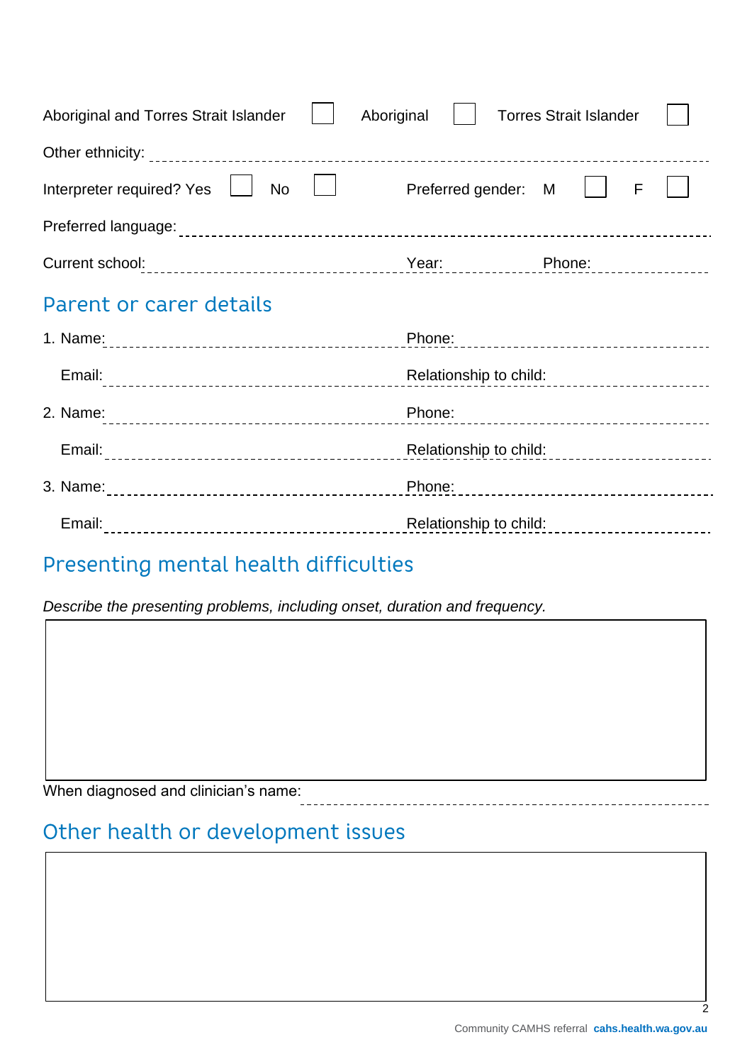Aboriginal and Torres Strait Islander ☐ Aboriginal ☐ Torres Strait Islander ☐

Other ethnicity: ____________________

Interpreter required? Yes ☐ No ☐ Preferred gender: M ☐ F ☐

Preferred language: ____________________

Current school: ____________________ Year: __________ Phone: __________

## Parent or carer details

1. Name: ____________________ Phone: ____________________

   Email: ____________________ Relationship to child: ____________________

2. Name: ____________________ Phone: ____________________

   Email: ____________________ Relationship to child: ____________________

3. Name: ____________________ Phone: ____________________

   Email: ____________________ Relationship to child: ____________________

## Presenting mental health difficulties

*Describe the presenting problems, including onset, duration and frequency.*

When diagnosed and clinician's name: ____________________

## Other health or development issues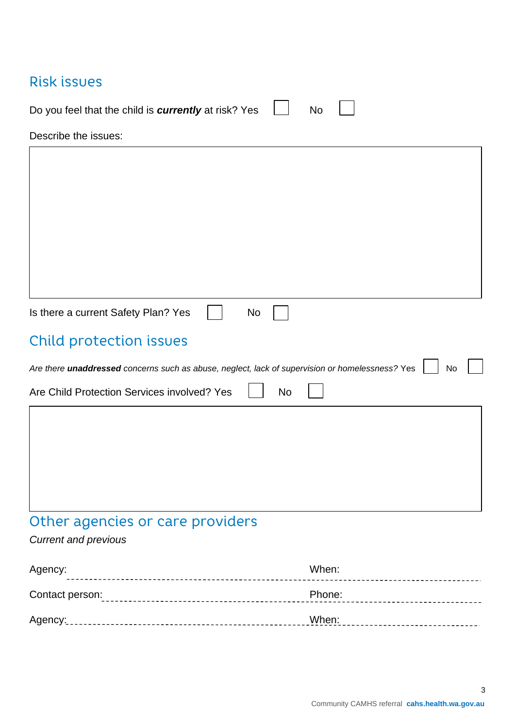## Risk issues

Do you feel that the child is ***currently*** at risk? Yes ☐ No ☐

Describe the issues:

Is there a current Safety Plan? Yes ☐ No ☐

## Child protection issues

*Are there **unaddressed** concerns such as abuse, neglect, lack of supervision or homelessness?* Yes ☐ No ☐

Are Child Protection Services involved? Yes ☐ No ☐

## Other agencies or care providers

*Current and previous*

Agency: ______________________________ When: ______________________________

Contact person: ______________________________ Phone: ______________________________

Agency: ______________________________ When: ______________________________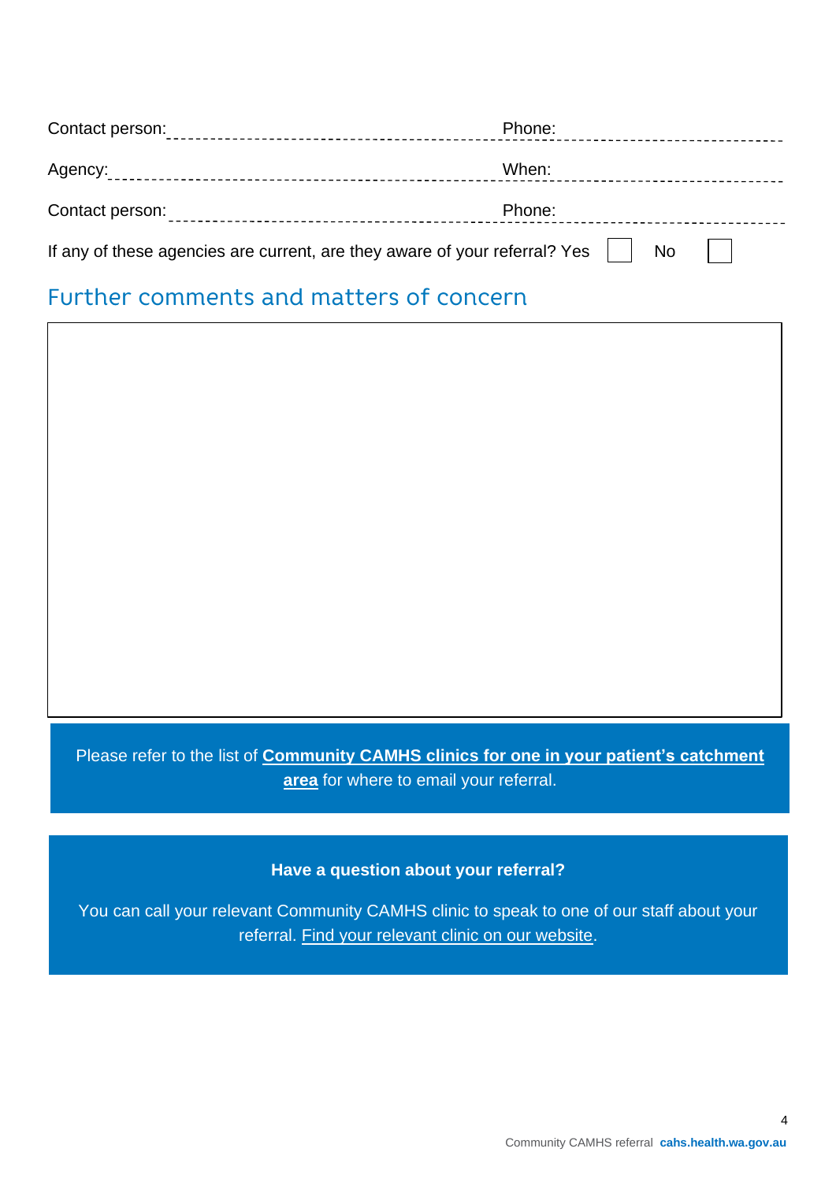Contact person: ______________________________ Phone: ______________________________

Agency: ______________________________ When: ______________________________

Contact person: ______________________________ Phone: ______________________________

If any of these agencies are current, are they aware of your referral? Yes ☐ No ☐

## Further comments and matters of concern

Please refer to the list of **Community CAMHS clinics for one in your patient's catchment area** for where to email your referral.

**Have a question about your referral?**

You can call your relevant Community CAMHS clinic to speak to one of our staff about your referral. Find your relevant clinic on our website.